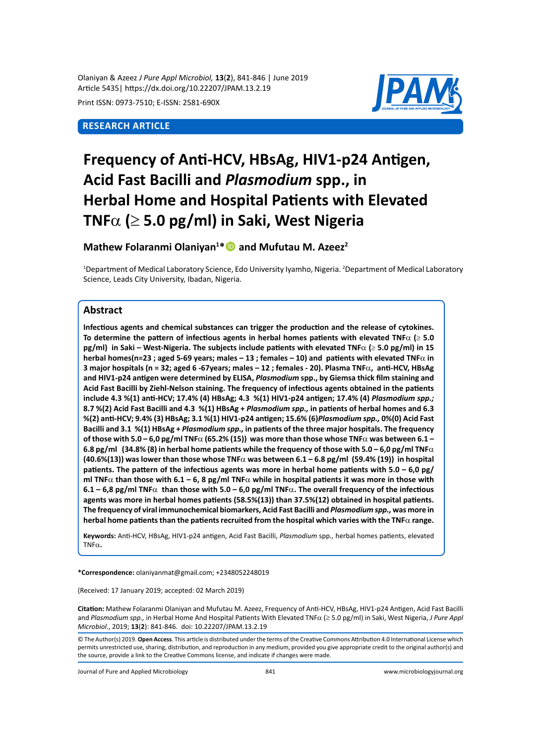RESEARCH ARTICLE

# Frequency of Anti-HCV, HBsAg, HIV1-p24 Antigen, Acid Fast Bacilli and *Plasmodium* spp., in Herbal Home and Hospital Patients with Elevated TNFα (≥ 5.0 pg/ml) in Saki, West Nigeria

**Mathew Folaranmi Olaniyan[1]* and Mufutau M. Azeez[2]**

[1]Department of Medical Laboratory Science, Edo University Iyamho, Nigeria. [2]Department of Medical Laboratory Science, Leads City University, Ibadan, Nigeria.

## Abstract

**Infectious agents and chemical substances can trigger the production and the release of cytokines. To determine the pattern of infectious agents in herbal homes patients with elevated TNFα (≥ 5.0 pg/ml) in Saki – West-Nigeria. The subjects include patients with elevated TNFα (≥ 5.0 pg/ml) in 15 herbal homes(n=23 ; aged 5-69 years; males – 13 ; females – 10) and patients with elevated TNFα in 3 major hospitals (n = 32; aged 6 -67years; males – 12 ; females - 20). Plasma TNFα, anti-HCV, HBsAg and HIV1-p24 antigen were determined by ELISA, *Plasmodium* spp., by Giemsa thick film staining and Acid Fast Bacilli by Ziehl-Nelson staining. The frequency of infectious agents obtained in the patients include 4.3 %(1) anti-HCV; 17.4% (4) HBsAg; 4.3 %(1) HIV1-p24 antigen; 17.4% (4) *Plasmodium spp.;* 8.7 %(2) Acid Fast Bacilli and 4.3 %(1) HBsAg + *Plasmodium spp.,* in patients of herbal homes and 6.3 %(2) anti-HCV; 9.4% (3) HBsAg; 3.1 %(1) HIV1-p24 antigen; 15.6% (6)*Plasmodium spp.,* 0%(0) Acid Fast Bacilli and 3.1 %(1) HBsAg + *Plasmodium spp.,* in patients of the three major hospitals. The frequency of those with 5.0 – 6,0 pg/ml TNFα (65.2% (15)) was more than those whose TNFα was between 6.1 – 6.8 pg/ml (34.8% (8) in herbal home patients while the frequency of those with 5.0 – 6,0 pg/ml TNFα (40.6%(13)) was lower than those whose TNFα was between 6.1 – 6.8 pg/ml (59.4% (19)) in hospital patients. The pattern of the infectious agents was more in herbal home patients with 5.0 – 6,0 pg/ml TNFα than those with 6.1 – 6, 8 pg/ml TNFα while in hospital patients it was more in those with 6.1 – 6,8 pg/ml TNFα than those with 5.0 – 6,0 pg/ml TNFα. The overall frequency of the infectious agents was more in herbal homes patients (58.5%(13)) than 37.5%(12) obtained in hospital patients. The frequency of viral immunochemical biomarkers, Acid Fast Bacilli and *Plasmodium spp.,* was more in herbal home patients than the patients recruited from the hospital which varies with the TNFα range.**

**Keywords:** Anti-HCV, HBsAg, HIV1-p24 antigen, Acid Fast Bacilli, *Plasmodium* spp.*,* herbal homes patients, elevated TNFα**.**

***Correspondence:** olaniyanmat@gmail.com; +2348052248019

(Received: 17 January 2019; accepted: 02 March 2019)

**Citation:** Mathew Folaranmi Olaniyan and Mufutau M. Azeez, Frequency of Anti-HCV, HBsAg, HIV1-p24 Antigen, Acid Fast Bacilli and *Plasmodium spp.,* in Herbal Home And Hospital Patients With Elevated TNFα (≥ 5.0 pg/ml) in Saki, West Nigeria, *J Pure Appl Microbiol.*, 2019; **13**(**2**): 841-846. doi: 10.22207/JPAM.13.2.19

© The Author(s) 2019. **Open Access**. This article is distributed under the terms of the Creative Commons Attribution 4.0 International License which permits unrestricted use, sharing, distribution, and reproduction in any medium, provided you give appropriate credit to the original author(s) and the source, provide a link to the Creative Commons license, and indicate if changes were made.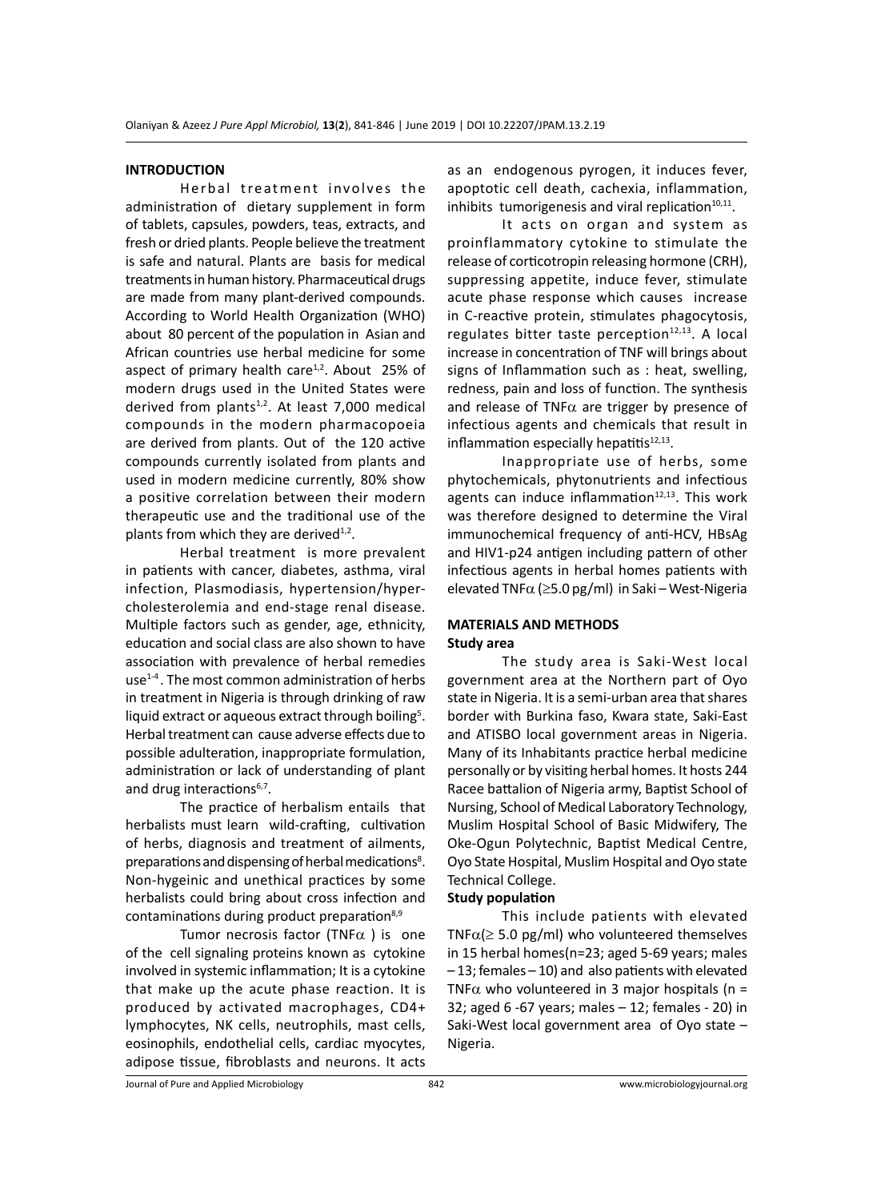## INTRODUCTION

Herbal treatment involves the administration of dietary supplement in form of tablets, capsules, powders, teas, extracts, and fresh or dried plants. People believe the treatment is safe and natural. Plants are basis for medical treatments in human history. Pharmaceutical drugs are made from many plant-derived compounds. According to World Health Organization (WHO) about 80 percent of the population in Asian and African countries use herbal medicine for some aspect of primary health care[1,2]. About 25% of modern drugs used in the United States were derived from plants[1,2]. At least 7,000 medical compounds in the modern pharmacopoeia are derived from plants. Out of the 120 active compounds currently isolated from plants and used in modern medicine currently, 80% show a positive correlation between their modern therapeutic use and the traditional use of the plants from which they are derived[1,2].

Herbal treatment is more prevalent in patients with cancer, diabetes, asthma, viral infection, Plasmodiasis, hypertension/hyper-cholesterolemia and end-stage renal disease. Multiple factors such as gender, age, ethnicity, education and social class are also shown to have association with prevalence of herbal remedies use[1-4]. The most common administration of herbs in treatment in Nigeria is through drinking of raw liquid extract or aqueous extract through boiling[5]. Herbal treatment can cause adverse effects due to possible adulteration, inappropriate formulation, administration or lack of understanding of plant and drug interactions[6,7].

The practice of herbalism entails that herbalists must learn wild-crafting, cultivation of herbs, diagnosis and treatment of ailments, preparations and dispensing of herbal medications[8]. Non-hygeinic and unethical practices by some herbalists could bring about cross infection and contaminations during product preparation[8,9]

Tumor necrosis factor (TNF$\alpha$ ) is one of the cell signaling proteins known as cytokine involved in systemic inflammation; It is a cytokine that make up the acute phase reaction. It is produced by activated macrophages, CD4+ lymphocytes, NK cells, neutrophils, mast cells, eosinophils, endothelial cells, cardiac myocytes, adipose tissue, fibroblasts and neurons. It acts as an endogenous pyrogen, it induces fever, apoptotic cell death, cachexia, inflammation, inhibits tumorigenesis and viral replication[10,11].

It acts on organ and system as proinflammatory cytokine to stimulate the release of corticotropin releasing hormone (CRH), suppressing appetite, induce fever, stimulate acute phase response which causes increase in C-reactive protein, stimulates phagocytosis, regulates bitter taste perception[12,13]. A local increase in concentration of TNF will brings about signs of Inflammation such as : heat, swelling, redness, pain and loss of function. The synthesis and release of TNF$\alpha$ are trigger by presence of infectious agents and chemicals that result in inflammation especially hepatitis[12,13].

Inappropriate use of herbs, some phytochemicals, phytonutrients and infectious agents can induce inflammation[12,13]. This work was therefore designed to determine the Viral immunochemical frequency of anti-HCV, HBsAg and HIV1-p24 antigen including pattern of other infectious agents in herbal homes patients with elevated TNF$\alpha$ ($\geq$5.0 pg/ml) in Saki – West-Nigeria

## MATERIALS AND METHODS

### Study area

The study area is Saki-West local government area at the Northern part of Oyo state in Nigeria. It is a semi-urban area that shares border with Burkina faso, Kwara state, Saki-East and ATISBO local government areas in Nigeria. Many of its Inhabitants practice herbal medicine personally or by visiting herbal homes. It hosts 244 Racee battalion of Nigeria army, Baptist School of Nursing, School of Medical Laboratory Technology, Muslim Hospital School of Basic Midwifery, The Oke-Ogun Polytechnic, Baptist Medical Centre, Oyo State Hospital, Muslim Hospital and Oyo state Technical College.

### Study population

This include patients with elevated TNF$\alpha$($\geq$ 5.0 pg/ml) who volunteered themselves in 15 herbal homes(n=23; aged 5-69 years; males – 13; females – 10) and also patients with elevated TNF$\alpha$ who volunteered in 3 major hospitals (n = 32; aged 6 -67 years; males – 12; females - 20) in Saki-West local government area of Oyo state – Nigeria.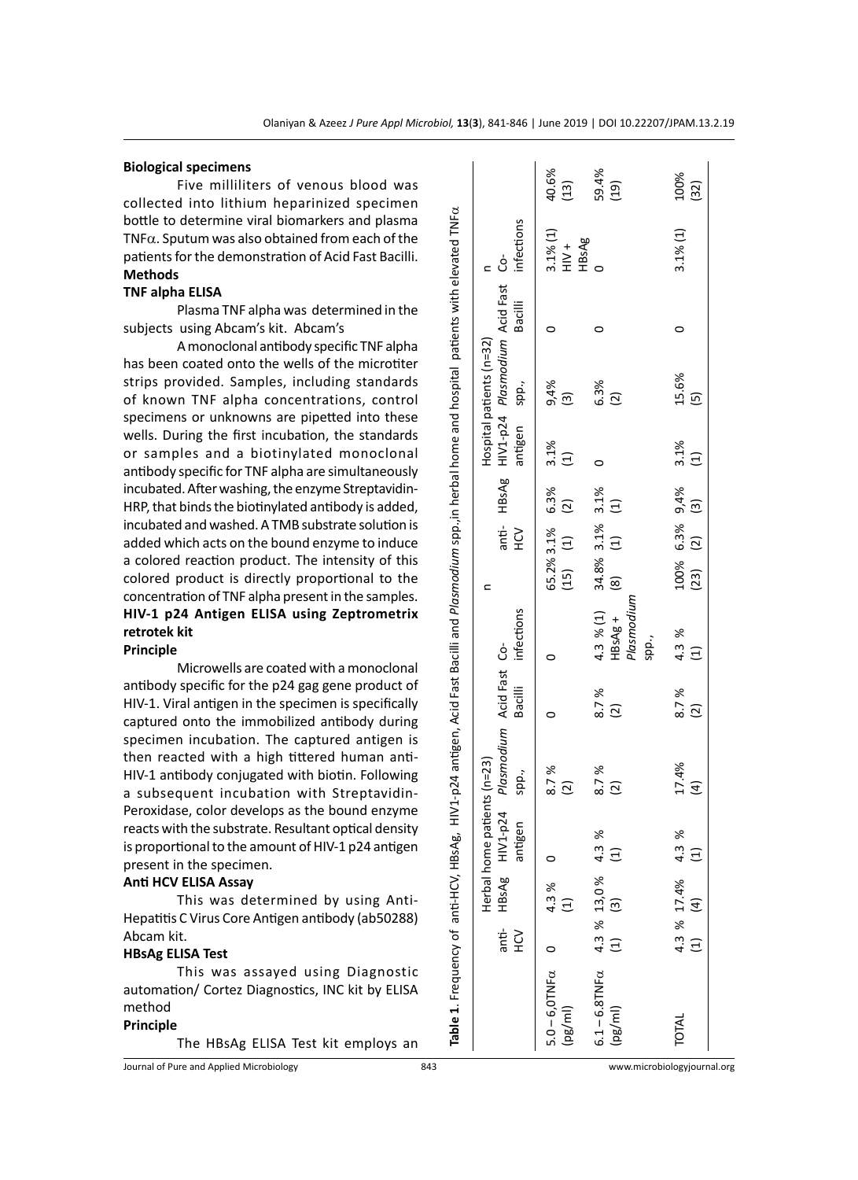## Biological specimens

Five milliliters of venous blood was collected into lithium heparinized specimen bottle to determine viral biomarkers and plasma TNFα. Sputum was also obtained from each of the patients for the demonstration of Acid Fast Bacilli.

## Methods

### TNF alpha ELISA

Plasma TNF alpha was determined in the subjects using Abcam's kit. Abcam's

A monoclonal antibody specific TNF alpha has been coated onto the wells of the microtiter strips provided. Samples, including standards of known TNF alpha concentrations, control specimens or unknowns are pipetted into these wells. During the first incubation, the standards or samples and a biotinylated monoclonal antibody specific for TNF alpha are simultaneously incubated. After washing, the enzyme Streptavidin-HRP, that binds the biotinylated antibody is added, incubated and washed. A TMB substrate solution is added which acts on the bound enzyme to induce a colored reaction product. The intensity of this colored product is directly proportional to the concentration of TNF alpha present in the samples.

### HIV-1 p24 Antigen ELISA using Zeptrometrix retrotek kit

**Principle**

Microwells are coated with a monoclonal antibody specific for the p24 gag gene product of HIV-1. Viral antigen in the specimen is specifically captured onto the immobilized antibody during specimen incubation. The captured antigen is then reacted with a high tittered human anti-HIV-1 antibody conjugated with biotin. Following a subsequent incubation with Streptavidin-Peroxidase, color develops as the bound enzyme reacts with the substrate. Resultant optical density is proportional to the amount of HIV-1 p24 antigen present in the specimen.

### Anti HCV ELISA Assay

This was determined by using Anti-Hepatitis C Virus Core Antigen antibody (ab50288) Abcam kit.

### HBsAg ELISA Test

This was assayed using Diagnostic automation/ Cortez Diagnostics, INC kit by ELISA method

**Principle**

The HBsAg ELISA Test kit employs an

**Table 1**. Frequency of anti-HCV, HBsAg, HIV1-p24 antigen, Acid Fast Bacilli and *Plasmodium* spp.,in herbal home and hospital patients with elevated TNFα

| | Herbal home patients (n=23) | | | | | | n | Hospital patients (n=32) | | | | | | n |
|---|---|---|---|---|---|---|---|---|---|---|---|---|---|---|
| | anti-HCV | HBsAg | HIV1-p24 antigen | *Plasmodium* spp., | Acid Fast Bacilli | Co-infections | | anti-HCV | HBsAg | HIV1-p24 antigen | *Plasmodium* spp., | Acid Fast Bacilli | Co-infections | |
| 5.0 – 6,0TNFα (pg/ml) | 0 | 4.3 % (1) | 0 | 8.7 % (2) | 0 | 0 | 65.2% (15) | 3.1% (1) | 6.3% (2) | 3.1% (1) | 9,4% (3) | 0 | 3.1% (1) HIV + HBsAg | 40.6% (13) |
| 6.1 – 6.8TNFα (pg/ml) | 4.3 % (1) | 13,0% (3) | 4.3 % (1) | 8.7 % (2) | 8.7 % (2) | 4.3 % (1) HBsAg + *Plasmodium* spp., | 34.8% (8) | 3.1% (1) | 3.1% (1) | 0 | 6.3% (2) | 0 | 0 | 59.4% (19) |
| TOTAL | 4.3 % (1) | 17.4% (4) | 4.3 % (1) | 17.4% (4) | 8.7 % (2) | 4.3 % (1) | 100% (23) | 6.3% (2) | 9,4% (3) | 3.1% (1) | 15.6% (5) | 0 | 3.1% (1) | 100% (32) |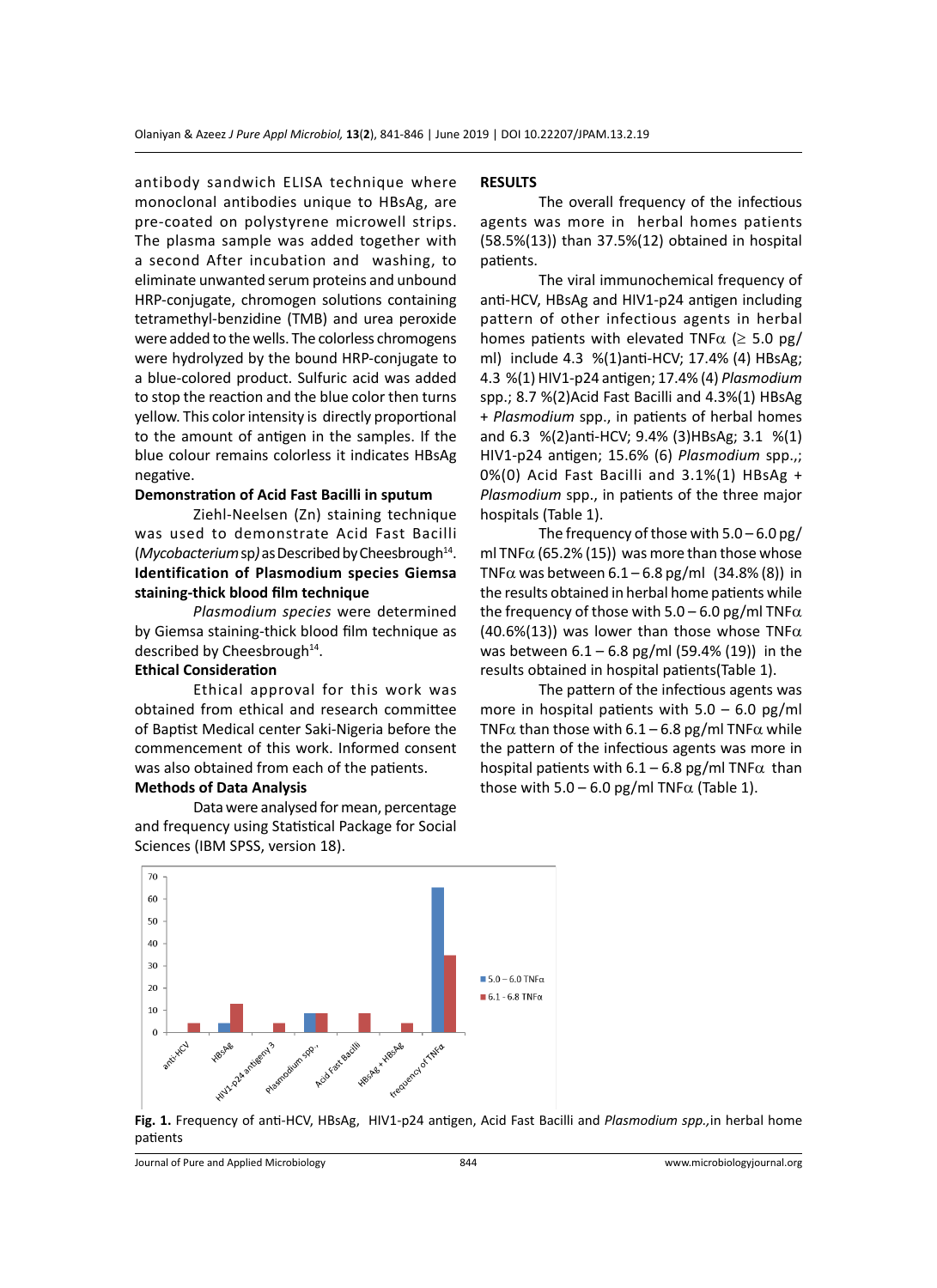antibody sandwich ELISA technique where monoclonal antibodies unique to HBsAg, are pre-coated on polystyrene microwell strips. The plasma sample was added together with a second After incubation and washing, to eliminate unwanted serum proteins and unbound HRP-conjugate, chromogen solutions containing tetramethyl-benzidine (TMB) and urea peroxide were added to the wells. The colorless chromogens were hydrolyzed by the bound HRP-conjugate to a blue-colored product. Sulfuric acid was added to stop the reaction and the blue color then turns yellow. This color intensity is directly proportional to the amount of antigen in the samples. If the blue colour remains colorless it indicates HBsAg negative.

**Demonstration of Acid Fast Bacilli in sputum**

Ziehl-Neelsen (Zn) staining technique was used to demonstrate Acid Fast Bacilli (*Mycobacterium* sp*)* as Described by Cheesbrough[14].

**Identification of Plasmodium species Giemsa staining-thick blood film technique**

*Plasmodium species* were determined by Giemsa staining-thick blood film technique as described by Cheesbrough[14].

**Ethical Consideration**

Ethical approval for this work was obtained from ethical and research committee of Baptist Medical center Saki-Nigeria before the commencement of this work. Informed consent was also obtained from each of the patients.

**Methods of Data Analysis**

Data were analysed for mean, percentage and frequency using Statistical Package for Social Sciences (IBM SPSS, version 18).

## RESULTS

The overall frequency of the infectious agents was more in herbal homes patients (58.5%(13)) than 37.5%(12) obtained in hospital patients.

The viral immunochemical frequency of anti-HCV, HBsAg and HIV1-p24 antigen including pattern of other infectious agents in herbal homes patients with elevated TNFα (≥ 5.0 pg/ml) include 4.3 %(1)anti-HCV; 17.4% (4) HBsAg; 4.3 %(1) HIV1-p24 antigen; 17.4% (4) *Plasmodium* spp.; 8.7 %(2)Acid Fast Bacilli and 4.3%(1) HBsAg + *Plasmodium* spp., in patients of herbal homes and 6.3 %(2)anti-HCV; 9.4% (3)HBsAg; 3.1 %(1) HIV1-p24 antigen; 15.6% (6) *Plasmodium* spp.,; 0%(0) Acid Fast Bacilli and 3.1%(1) HBsAg + *Plasmodium* spp., in patients of the three major hospitals (Table 1).

The frequency of those with 5.0 – 6.0 pg/ml TNFα (65.2% (15)) was more than those whose TNFα was between 6.1 – 6.8 pg/ml (34.8% (8)) in the results obtained in herbal home patients while the frequency of those with 5.0 – 6.0 pg/ml TNFα (40.6%(13)) was lower than those whose TNFα was between 6.1 – 6.8 pg/ml (59.4% (19)) in the results obtained in hospital patients(Table 1).

The pattern of the infectious agents was more in hospital patients with 5.0 – 6.0 pg/ml TNFα than those with 6.1 – 6.8 pg/ml TNFα while the pattern of the infectious agents was more in hospital patients with 6.1 – 6.8 pg/ml TNFα than those with 5.0 – 6.0 pg/ml TNFα (Table 1).

**Fig. 1.** Frequency of anti-HCV, HBsAg, HIV1-p24 antigen, Acid Fast Bacilli and *Plasmodium spp.,*in herbal home patients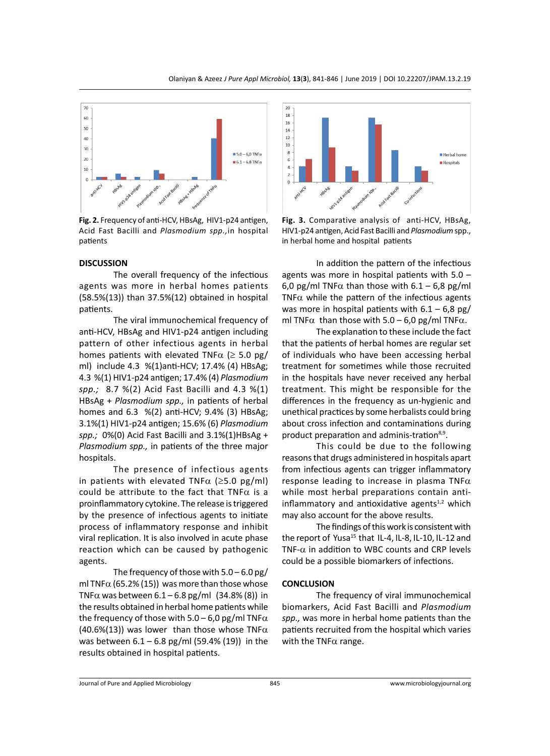**Fig. 2.** Frequency of anti-HCV, HBsAg, HIV1-p24 antigen, Acid Fast Bacilli and *Plasmodium spp.,*in hospital patients

**Fig. 3.** Comparative analysis of anti-HCV, HBsAg, HIV1-p24 antigen, Acid Fast Bacilli and *Plasmodium* spp., in herbal home and hospital patients

## DISCUSSION

The overall frequency of the infectious agents was more in herbal homes patients (58.5%(13)) than 37.5%(12) obtained in hospital patients.

The viral immunochemical frequency of anti-HCV, HBsAg and HIV1-p24 antigen including pattern of other infectious agents in herbal homes patients with elevated TNFα (≥ 5.0 pg/ml) include 4.3 %(1)anti-HCV; 17.4% (4) HBsAg; 4.3 %(1) HIV1-p24 antigen; 17.4% (4) *Plasmodium spp.;* 8.7 %(2) Acid Fast Bacilli and 4.3 %(1) HBsAg + *Plasmodium spp.,* in patients of herbal homes and 6.3 %(2) anti-HCV; 9.4% (3) HBsAg; 3.1%(1) HIV1-p24 antigen; 15.6% (6) *Plasmodium spp.;* 0%(0) Acid Fast Bacilli and 3.1%(1)HBsAg + *Plasmodium spp.,* in patients of the three major hospitals.

The presence of infectious agents in patients with elevated TNFα (≥5.0 pg/ml) could be attribute to the fact that TNFα is a proinflammatory cytokine. The release is triggered by the presence of infectious agents to initiate process of inflammatory response and inhibit viral replication. It is also involved in acute phase reaction which can be caused by pathogenic agents.

The frequency of those with 5.0 – 6.0 pg/ml TNFα (65.2% (15)) was more than those whose TNFα was between 6.1 – 6.8 pg/ml (34.8% (8)) in the results obtained in herbal home patients while the frequency of those with 5.0 – 6,0 pg/ml TNFα (40.6%(13)) was lower than those whose TNFα was between 6.1 – 6.8 pg/ml (59.4% (19)) in the results obtained in hospital patients.

In addition the pattern of the infectious agents was more in hospital patients with 5.0 – 6,0 pg/ml TNFα than those with 6.1 – 6,8 pg/ml TNFα while the pattern of the infectious agents was more in hospital patients with 6.1 – 6,8 pg/ml TNFα than those with 5.0 – 6,0 pg/ml TNFα.

The explanation to these include the fact that the patients of herbal homes are regular set of individuals who have been accessing herbal treatment for sometimes while those recruited in the hospitals have never received any herbal treatment. This might be responsible for the differences in the frequency as un-hygienic and unethical practices by some herbalists could bring about cross infection and contaminations during product preparation and adminis-tration[8,9].

This could be due to the following reasons that drugs administered in hospitals apart from infectious agents can trigger inflammatory response leading to increase in plasma TNFα while most herbal preparations contain anti-inflammatory and antioxidative agents[1,2] which may also account for the above results.

The findings of this work is consistent with the report of Yusa[15] that IL-4, IL-8, IL-10, IL-12 and TNF-α in addition to WBC counts and CRP levels could be a possible biomarkers of infections.

## CONCLUSION

The frequency of viral immunochemical biomarkers, Acid Fast Bacilli and *Plasmodium spp.,* was more in herbal home patients than the patients recruited from the hospital which varies with the TNFα range.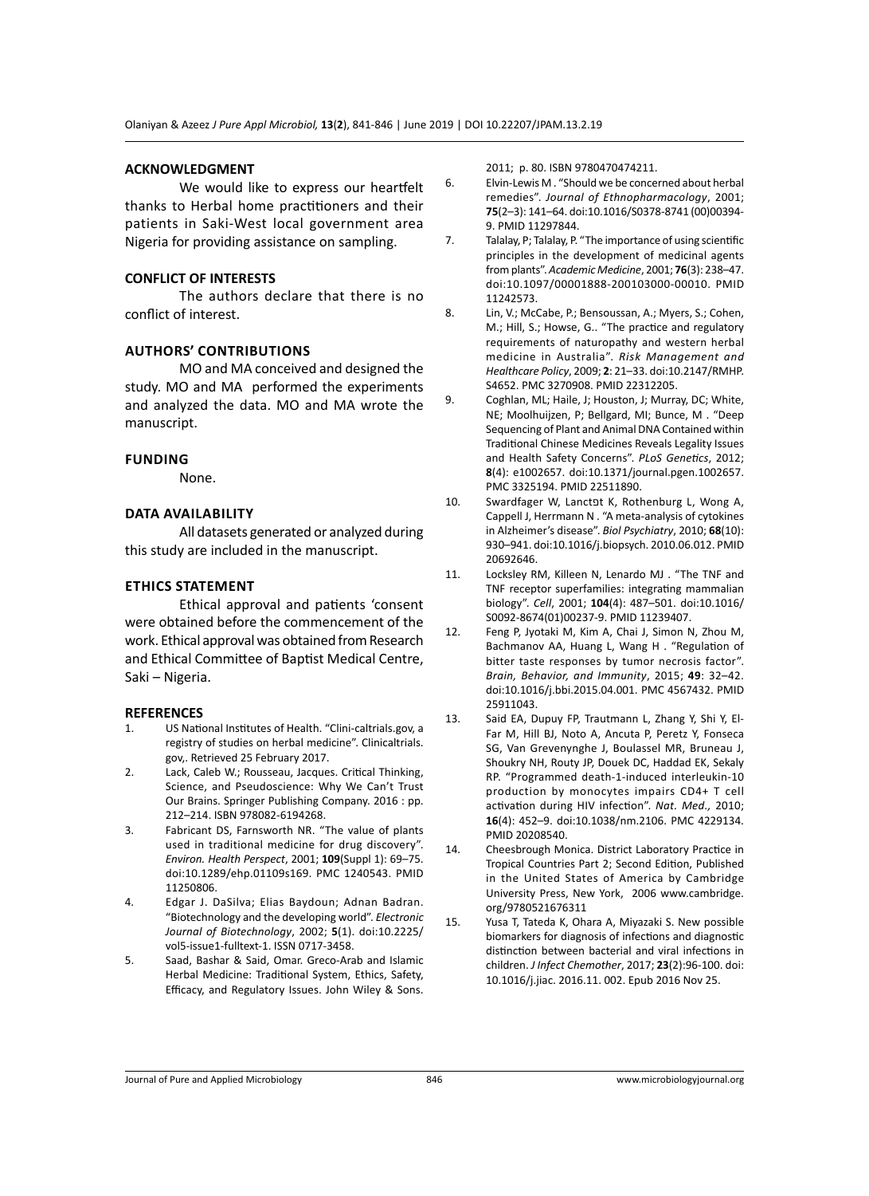## ACKNOWLEDGMENT

We would like to express our heartfelt thanks to Herbal home practitioners and their patients in Saki-West local government area Nigeria for providing assistance on sampling.

## CONFLICT OF INTERESTS

The authors declare that there is no conflict of interest.

## AUTHORS' CONTRIBUTIONS

MO and MA conceived and designed the study. MO and MA performed the experiments and analyzed the data. MO and MA wrote the manuscript.

## FUNDING

None.

## DATA AVAILABILITY

All datasets generated or analyzed during this study are included in the manuscript.

## ETHICS STATEMENT

Ethical approval and patients 'consent were obtained before the commencement of the work. Ethical approval was obtained from Research and Ethical Committee of Baptist Medical Centre, Saki – Nigeria.

## REFERENCES

1. US National Institutes of Health. "Clini-caltrials.gov, a registry of studies on herbal medicine". Clinicaltrials. gov,. Retrieved 25 February 2017.
2. Lack, Caleb W.; Rousseau, Jacques. Critical Thinking, Science, and Pseudoscience: Why We Can't Trust Our Brains. Springer Publishing Company. 2016 : pp. 212–214. ISBN 978082-6194268.
3. Fabricant DS, Farnsworth NR. "The value of plants used in traditional medicine for drug discovery". *Environ. Health Perspect*, 2001; **109**(Suppl 1): 69–75. doi:10.1289/ehp.01109s169. PMC 1240543. PMID 11250806.
4. Edgar J. DaSilva; Elias Baydoun; Adnan Badran. "Biotechnology and the developing world". *Electronic Journal of Biotechnology*, 2002; **5**(1). doi:10.2225/ vol5-issue1-fulltext-1. ISSN 0717-3458.
5. Saad, Bashar & Said, Omar. Greco-Arab and Islamic Herbal Medicine: Traditional System, Ethics, Safety, Efficacy, and Regulatory Issues. John Wiley & Sons. 2011; p. 80. ISBN 9780470474211.
6. Elvin-Lewis M . "Should we be concerned about herbal remedies". *Journal of Ethnopharmacology*, 2001; **75**(2–3): 141–64. doi:10.1016/S0378-8741 (00)00394-9. PMID 11297844.
7. Talalay, P; Talalay, P. "The importance of using scientific principles in the development of medicinal agents from plants". *Academic Medicine*, 2001; **76**(3): 238–47. doi:10.1097/00001888-200103000-00010. PMID 11242573.
8. Lin, V.; McCabe, P.; Bensoussan, A.; Myers, S.; Cohen, M.; Hill, S.; Howse, G.. "The practice and regulatory requirements of naturopathy and western herbal medicine in Australia". *Risk Management and Healthcare Policy*, 2009; **2**: 21–33. doi:10.2147/RMHP. S4652. PMC 3270908. PMID 22312205.
9. Coghlan, ML; Haile, J; Houston, J; Murray, DC; White, NE; Moolhuijzen, P; Bellgard, MI; Bunce, M . "Deep Sequencing of Plant and Animal DNA Contained within Traditional Chinese Medicines Reveals Legality Issues and Health Safety Concerns". *PLoS Genetics*, 2012; **8**(4): e1002657. doi:10.1371/journal.pgen.1002657. PMC 3325194. PMID 22511890.
10. Swardfager W, Lanctסt K, Rothenburg L, Wong A, Cappell J, Herrmann N . "A meta-analysis of cytokines in Alzheimer's disease". *Biol Psychiatry*, 2010; **68**(10): 930–941. doi:10.1016/j.biopsych. 2010.06.012. PMID 20692646.
11. Locksley RM, Killeen N, Lenardo MJ . "The TNF and TNF receptor superfamilies: integrating mammalian biology". *Cell*, 2001; **104**(4): 487–501. doi:10.1016/ S0092-8674(01)00237-9. PMID 11239407.
12. Feng P, Jyotaki M, Kim A, Chai J, Simon N, Zhou M, Bachmanov AA, Huang L, Wang H . "Regulation of bitter taste responses by tumor necrosis factor". *Brain, Behavior, and Immunity*, 2015; **49**: 32–42. doi:10.1016/j.bbi.2015.04.001. PMC 4567432. PMID 25911043.
13. Said EA, Dupuy FP, Trautmann L, Zhang Y, Shi Y, El-Far M, Hill BJ, Noto A, Ancuta P, Peretz Y, Fonseca SG, Van Grevenynghe J, Boulassel MR, Bruneau J, Shoukry NH, Routy JP, Douek DC, Haddad EK, Sekaly RP. "Programmed death-1-induced interleukin-10 production by monocytes impairs CD4+ T cell activation during HIV infection". *Nat. Med.,* 2010; **16**(4): 452–9. doi:10.1038/nm.2106. PMC 4229134. PMID 20208540.
14. Cheesbrough Monica. District Laboratory Practice in Tropical Countries Part 2; Second Edition, Published in the United States of America by Cambridge University Press, New York, 2006 www.cambridge. org/9780521676311
15. Yusa T, Tateda K, Ohara A, Miyazaki S. New possible biomarkers for diagnosis of infections and diagnostic distinction between bacterial and viral infections in children. *J Infect Chemother*, 2017; **23**(2):96-100. doi: 10.1016/j.jiac. 2016.11. 002. Epub 2016 Nov 25.